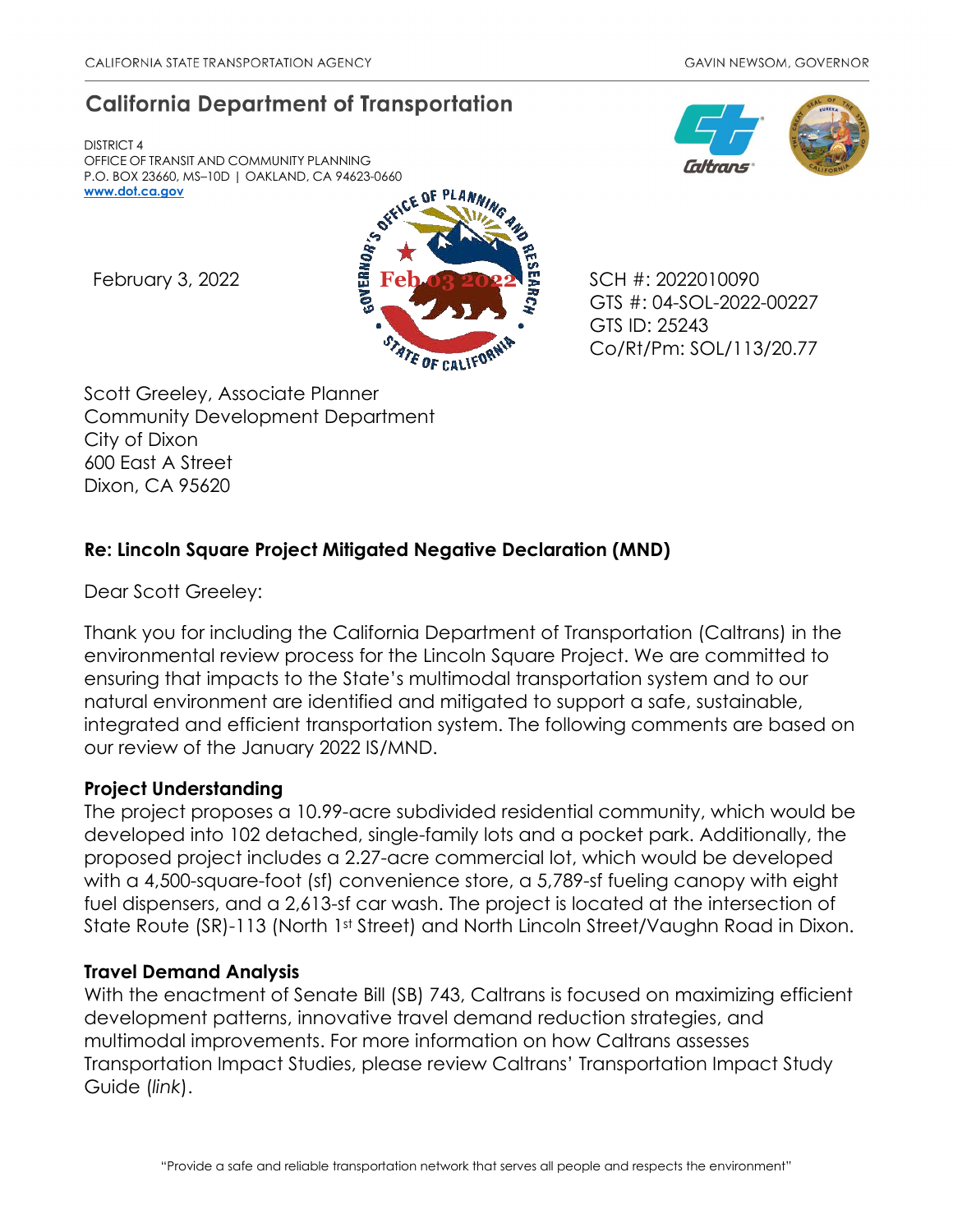CALIFORNIA STATE TRANSPORTATION AGENCY GAVIN NEWSOM, GOVERNOR

## California Department of Transportation

DISTRICT 4
OFFICE OF TRANSIT AND COMMUNITY PLANNING
P.O. BOX 23660, MS–10D | OAKLAND, CA 94623-0660
[www.dot.ca.gov](http://www.dot.ca.gov)

February 3, 2022

Feb 03 2022

SCH #: 2022010090
GTS #: 04-SOL-2022-00227
GTS ID: 25243
Co/Rt/Pm: SOL/113/20.77

Scott Greeley, Associate Planner
Community Development Department
City of Dixon
600 East A Street
Dixon, CA 95620

**Re: Lincoln Square Project Mitigated Negative Declaration (MND)**

Dear Scott Greeley:

Thank you for including the California Department of Transportation (Caltrans) in the environmental review process for the Lincoln Square Project. We are committed to ensuring that impacts to the State's multimodal transportation system and to our natural environment are identified and mitigated to support a safe, sustainable, integrated and efficient transportation system. The following comments are based on our review of the January 2022 IS/MND.

**Project Understanding**

The project proposes a 10.99-acre subdivided residential community, which would be developed into 102 detached, single-family lots and a pocket park. Additionally, the proposed project includes a 2.27-acre commercial lot, which would be developed with a 4,500-square-foot (sf) convenience store, a 5,789-sf fueling canopy with eight fuel dispensers, and a 2,613-sf car wash. The project is located at the intersection of State Route (SR)-113 (North 1st Street) and North Lincoln Street/Vaughn Road in Dixon.

**Travel Demand Analysis**

With the enactment of Senate Bill (SB) 743, Caltrans is focused on maximizing efficient development patterns, innovative travel demand reduction strategies, and multimodal improvements. For more information on how Caltrans assesses Transportation Impact Studies, please review Caltrans' Transportation Impact Study Guide (*link*).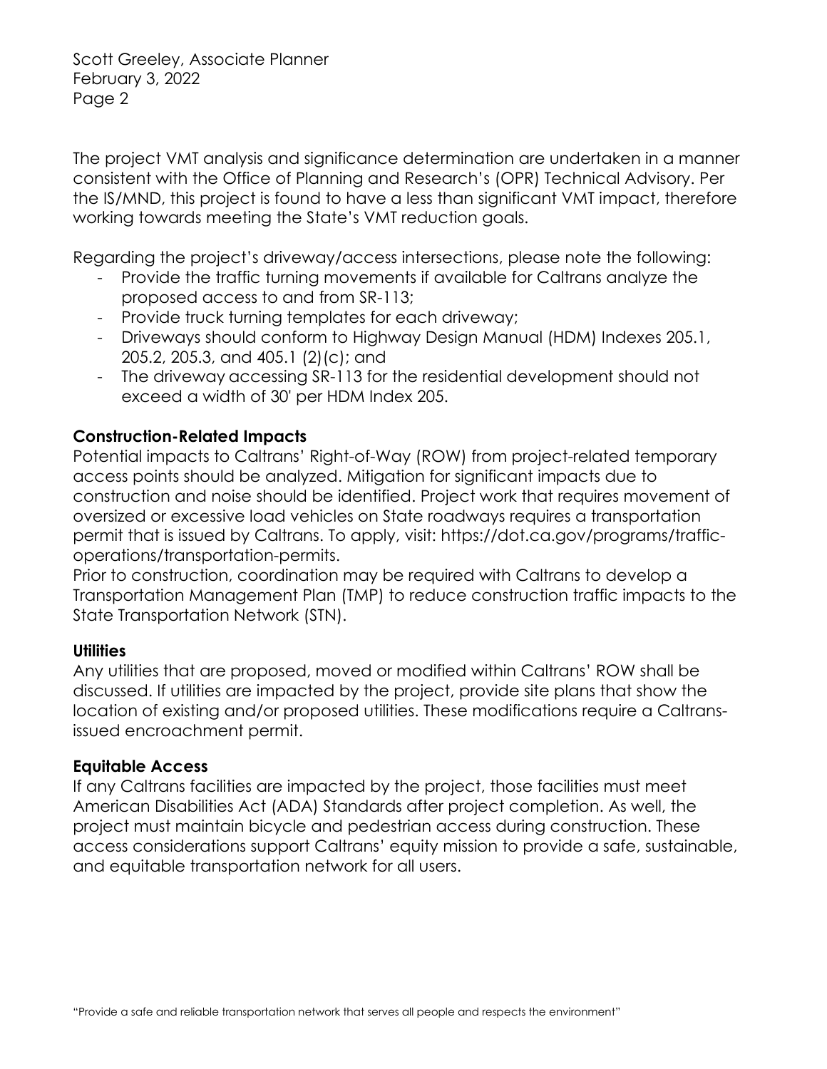The project VMT analysis and significance determination are undertaken in a manner consistent with the Office of Planning and Research's (OPR) Technical Advisory. Per the IS/MND, this project is found to have a less than significant VMT impact, therefore working towards meeting the State's VMT reduction goals.

Regarding the project's driveway/access intersections, please note the following:

- Provide the traffic turning movements if available for Caltrans analyze the proposed access to and from SR-113;
- Provide truck turning templates for each driveway;
- Driveways should conform to Highway Design Manual (HDM) Indexes 205.1, 205.2, 205.3, and 405.1 (2)(c); and
- The driveway accessing SR-113 for the residential development should not exceed a width of 30' per HDM Index 205.

**Construction-Related Impacts**

Potential impacts to Caltrans' Right-of-Way (ROW) from project-related temporary access points should be analyzed. Mitigation for significant impacts due to construction and noise should be identified. Project work that requires movement of oversized or excessive load vehicles on State roadways requires a transportation permit that is issued by Caltrans. To apply, visit: https://dot.ca.gov/programs/traffic-operations/transportation-permits.

Prior to construction, coordination may be required with Caltrans to develop a Transportation Management Plan (TMP) to reduce construction traffic impacts to the State Transportation Network (STN).

**Utilities**

Any utilities that are proposed, moved or modified within Caltrans' ROW shall be discussed. If utilities are impacted by the project, provide site plans that show the location of existing and/or proposed utilities. These modifications require a Caltrans-issued encroachment permit.

**Equitable Access**

If any Caltrans facilities are impacted by the project, those facilities must meet American Disabilities Act (ADA) Standards after project completion. As well, the project must maintain bicycle and pedestrian access during construction. These access considerations support Caltrans' equity mission to provide a safe, sustainable, and equitable transportation network for all users.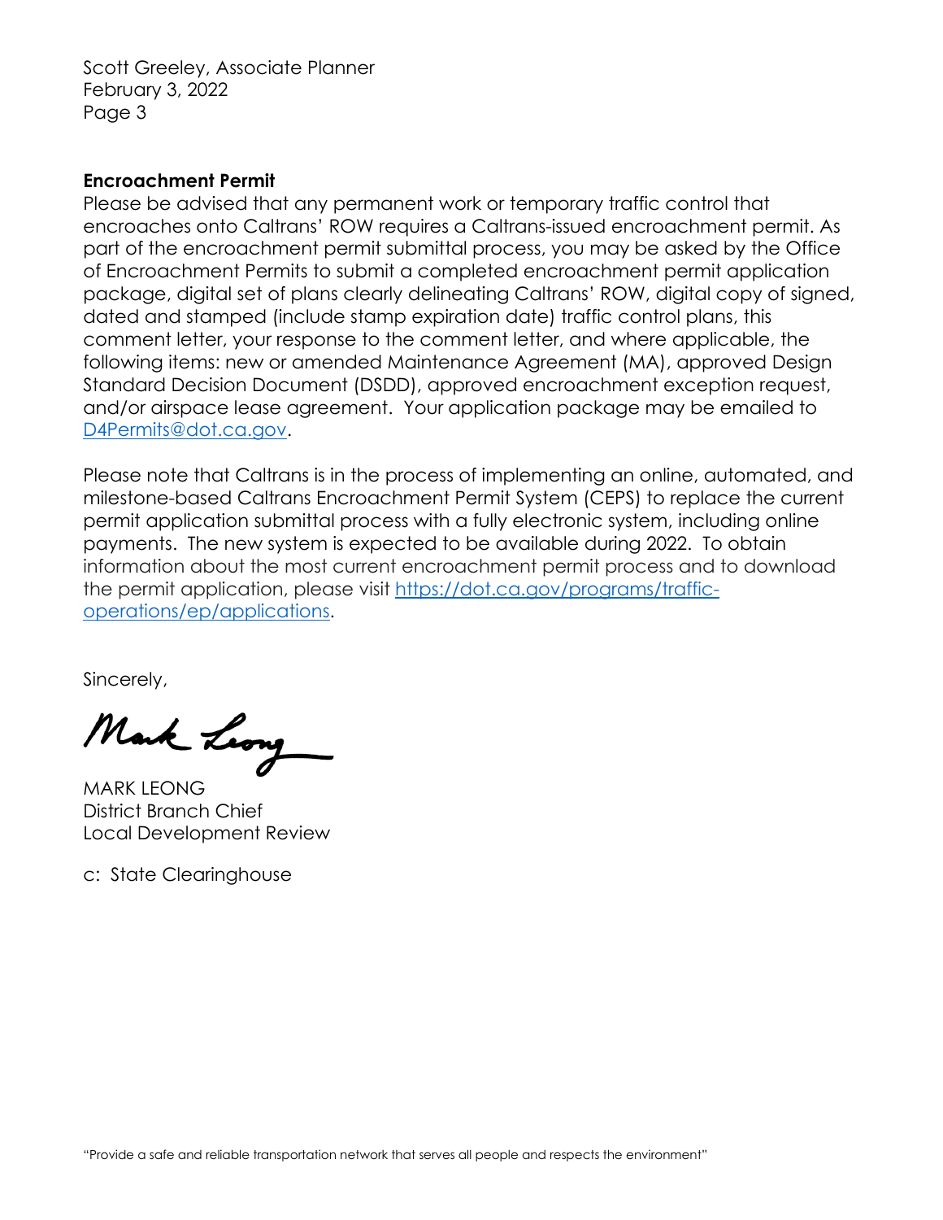**Encroachment Permit**

Please be advised that any permanent work or temporary traffic control that encroaches onto Caltrans' ROW requires a Caltrans-issued encroachment permit. As part of the encroachment permit submittal process, you may be asked by the Office of Encroachment Permits to submit a completed encroachment permit application package, digital set of plans clearly delineating Caltrans' ROW, digital copy of signed, dated and stamped (include stamp expiration date) traffic control plans, this comment letter, your response to the comment letter, and where applicable, the following items: new or amended Maintenance Agreement (MA), approved Design Standard Decision Document (DSDD), approved encroachment exception request, and/or airspace lease agreement. Your application package may be emailed to D4Permits@dot.ca.gov.

Please note that Caltrans is in the process of implementing an online, automated, and milestone-based Caltrans Encroachment Permit System (CEPS) to replace the current permit application submittal process with a fully electronic system, including online payments. The new system is expected to be available during 2022. To obtain information about the most current encroachment permit process and to download the permit application, please visit https://dot.ca.gov/programs/traffic-operations/ep/applications.

Sincerely,

Mark Leong

MARK LEONG
District Branch Chief
Local Development Review

c: State Clearinghouse

"Provide a safe and reliable transportation network that serves all people and respects the environment"